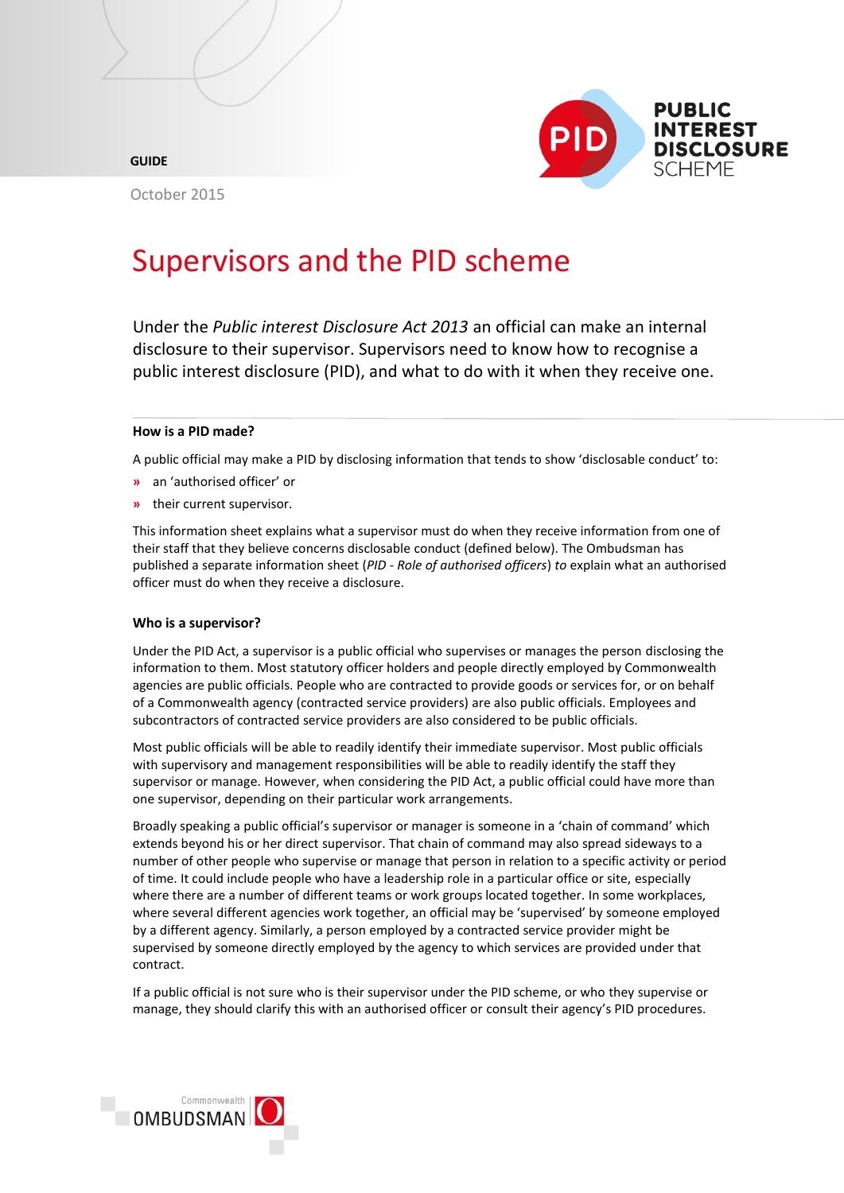GUIDE

October 2015

# Supervisors and the PID scheme

Under the *Public interest Disclosure Act 2013* an official can make an internal disclosure to their supervisor. Supervisors need to know how to recognise a public interest disclosure (PID), and what to do with it when they receive one.

### How is a PID made?

A public official may make a PID by disclosing information that tends to show 'disclosable conduct' to:

- an 'authorised officer' or
- their current supervisor.

This information sheet explains what a supervisor must do when they receive information from one of their staff that they believe concerns disclosable conduct (defined below). The Ombudsman has published a separate information sheet (*PID - Role of authorised officers*) *to* explain what an authorised officer must do when they receive a disclosure.

### Who is a supervisor?

Under the PID Act, a supervisor is a public official who supervises or manages the person disclosing the information to them. Most statutory officer holders and people directly employed by Commonwealth agencies are public officials. People who are contracted to provide goods or services for, or on behalf of a Commonwealth agency (contracted service providers) are also public officials. Employees and subcontractors of contracted service providers are also considered to be public officials.

Most public officials will be able to readily identify their immediate supervisor. Most public officials with supervisory and management responsibilities will be able to readily identify the staff they supervisor or manage. However, when considering the PID Act, a public official could have more than one supervisor, depending on their particular work arrangements.

Broadly speaking a public official's supervisor or manager is someone in a 'chain of command' which extends beyond his or her direct supervisor. That chain of command may also spread sideways to a number of other people who supervise or manage that person in relation to a specific activity or period of time. It could include people who have a leadership role in a particular office or site, especially where there are a number of different teams or work groups located together. In some workplaces, where several different agencies work together, an official may be 'supervised' by someone employed by a different agency. Similarly, a person employed by a contracted service provider might be supervised by someone directly employed by the agency to which services are provided under that contract.

If a public official is not sure who is their supervisor under the PID scheme, or who they supervise or manage, they should clarify this with an authorised officer or consult their agency's PID procedures.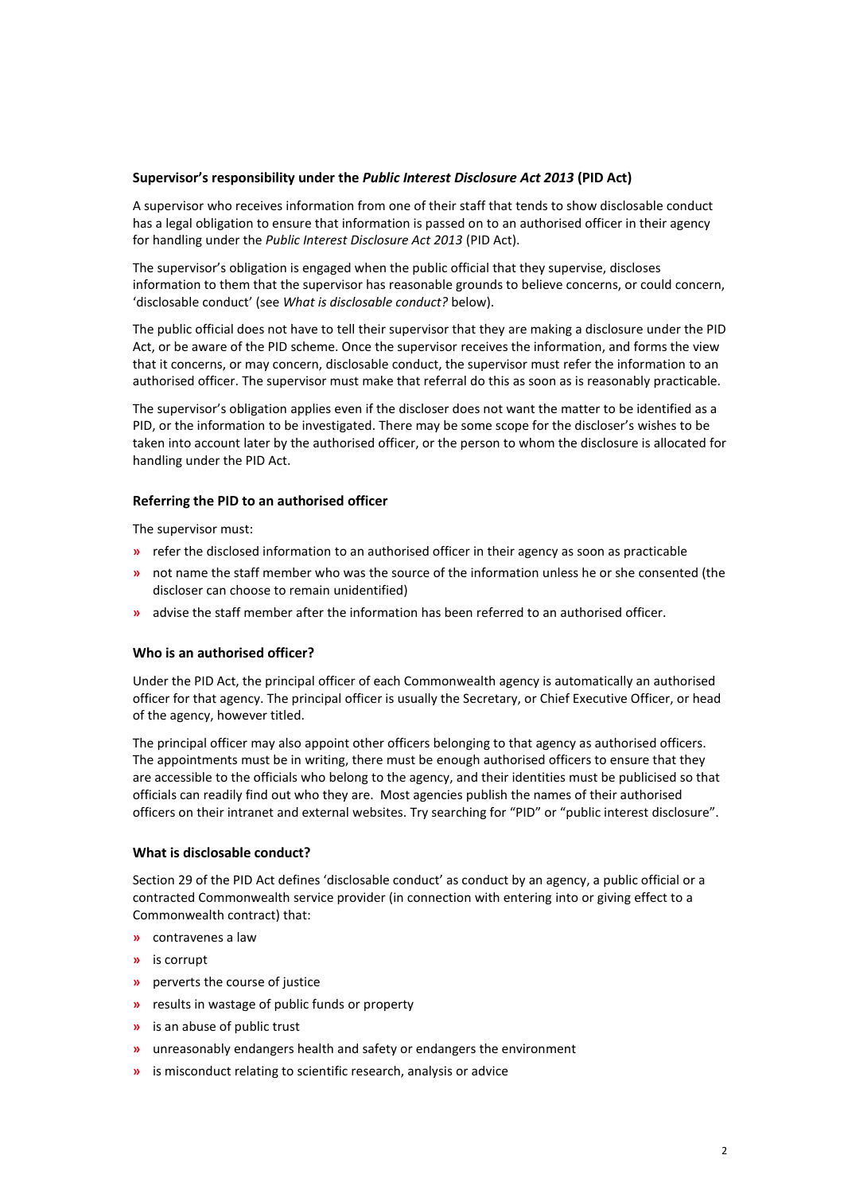### Supervisor's responsibility under the *Public Interest Disclosure Act 2013* (PID Act)

A supervisor who receives information from one of their staff that tends to show disclosable conduct has a legal obligation to ensure that information is passed on to an authorised officer in their agency for handling under the *Public Interest Disclosure Act 2013* (PID Act).

The supervisor's obligation is engaged when the public official that they supervise, discloses information to them that the supervisor has reasonable grounds to believe concerns, or could concern, 'disclosable conduct' (see *What is disclosable conduct?* below).

The public official does not have to tell their supervisor that they are making a disclosure under the PID Act, or be aware of the PID scheme. Once the supervisor receives the information, and forms the view that it concerns, or may concern, disclosable conduct, the supervisor must refer the information to an authorised officer. The supervisor must make that referral do this as soon as is reasonably practicable.

The supervisor's obligation applies even if the discloser does not want the matter to be identified as a PID, or the information to be investigated. There may be some scope for the discloser's wishes to be taken into account later by the authorised officer, or the person to whom the disclosure is allocated for handling under the PID Act.

### Referring the PID to an authorised officer

The supervisor must:

- refer the disclosed information to an authorised officer in their agency as soon as practicable
- not name the staff member who was the source of the information unless he or she consented (the discloser can choose to remain unidentified)
- advise the staff member after the information has been referred to an authorised officer.

### Who is an authorised officer?

Under the PID Act, the principal officer of each Commonwealth agency is automatically an authorised officer for that agency. The principal officer is usually the Secretary, or Chief Executive Officer, or head of the agency, however titled.

The principal officer may also appoint other officers belonging to that agency as authorised officers. The appointments must be in writing, there must be enough authorised officers to ensure that they are accessible to the officials who belong to the agency, and their identities must be publicised so that officials can readily find out who they are. Most agencies publish the names of their authorised officers on their intranet and external websites. Try searching for "PID" or "public interest disclosure".

### What is disclosable conduct?

Section 29 of the PID Act defines 'disclosable conduct' as conduct by an agency, a public official or a contracted Commonwealth service provider (in connection with entering into or giving effect to a Commonwealth contract) that:

- contravenes a law
- is corrupt
- perverts the course of justice
- results in wastage of public funds or property
- is an abuse of public trust
- unreasonably endangers health and safety or endangers the environment
- is misconduct relating to scientific research, analysis or advice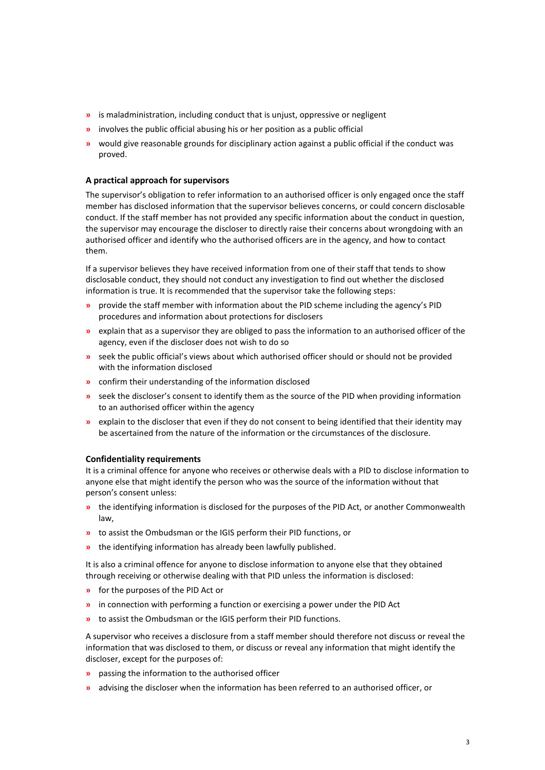- is maladministration, including conduct that is unjust, oppressive or negligent
- involves the public official abusing his or her position as a public official
- would give reasonable grounds for disciplinary action against a public official if the conduct was proved.

### A practical approach for supervisors

The supervisor's obligation to refer information to an authorised officer is only engaged once the staff member has disclosed information that the supervisor believes concerns, or could concern disclosable conduct. If the staff member has not provided any specific information about the conduct in question, the supervisor may encourage the discloser to directly raise their concerns about wrongdoing with an authorised officer and identify who the authorised officers are in the agency, and how to contact them.

If a supervisor believes they have received information from one of their staff that tends to show disclosable conduct, they should not conduct any investigation to find out whether the disclosed information is true. It is recommended that the supervisor take the following steps:

- provide the staff member with information about the PID scheme including the agency's PID procedures and information about protections for disclosers
- explain that as a supervisor they are obliged to pass the information to an authorised officer of the agency, even if the discloser does not wish to do so
- seek the public official's views about which authorised officer should or should not be provided with the information disclosed
- confirm their understanding of the information disclosed
- seek the discloser's consent to identify them as the source of the PID when providing information to an authorised officer within the agency
- explain to the discloser that even if they do not consent to being identified that their identity may be ascertained from the nature of the information or the circumstances of the disclosure.

### Confidentiality requirements

It is a criminal offence for anyone who receives or otherwise deals with a PID to disclose information to anyone else that might identify the person who was the source of the information without that person's consent unless:

- the identifying information is disclosed for the purposes of the PID Act, or another Commonwealth law,
- to assist the Ombudsman or the IGIS perform their PID functions, or
- the identifying information has already been lawfully published.

It is also a criminal offence for anyone to disclose information to anyone else that they obtained through receiving or otherwise dealing with that PID unless the information is disclosed:

- for the purposes of the PID Act or
- in connection with performing a function or exercising a power under the PID Act
- to assist the Ombudsman or the IGIS perform their PID functions.

A supervisor who receives a disclosure from a staff member should therefore not discuss or reveal the information that was disclosed to them, or discuss or reveal any information that might identify the discloser, except for the purposes of:

- passing the information to the authorised officer
- advising the discloser when the information has been referred to an authorised officer, or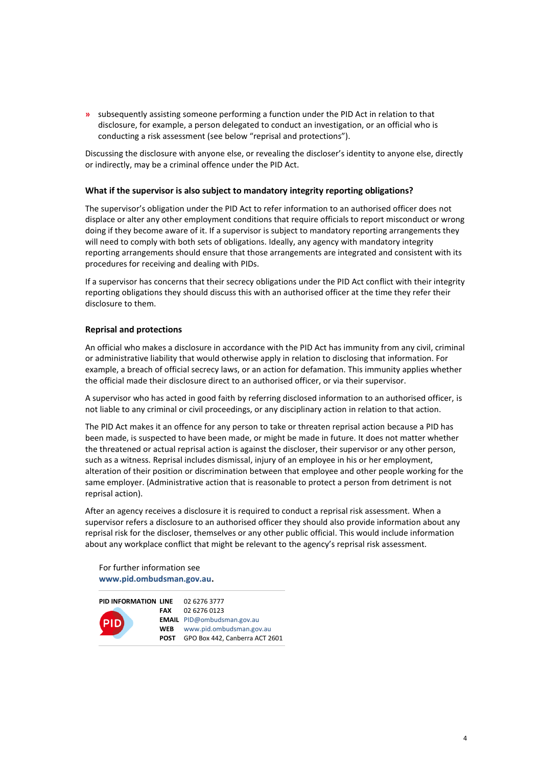- subsequently assisting someone performing a function under the PID Act in relation to that disclosure, for example, a person delegated to conduct an investigation, or an official who is conducting a risk assessment (see below "reprisal and protections").

Discussing the disclosure with anyone else, or revealing the discloser's identity to anyone else, directly or indirectly, may be a criminal offence under the PID Act.

### What if the supervisor is also subject to mandatory integrity reporting obligations?

The supervisor's obligation under the PID Act to refer information to an authorised officer does not displace or alter any other employment conditions that require officials to report misconduct or wrong doing if they become aware of it. If a supervisor is subject to mandatory reporting arrangements they will need to comply with both sets of obligations. Ideally, any agency with mandatory integrity reporting arrangements should ensure that those arrangements are integrated and consistent with its procedures for receiving and dealing with PIDs.

If a supervisor has concerns that their secrecy obligations under the PID Act conflict with their integrity reporting obligations they should discuss this with an authorised officer at the time they refer their disclosure to them.

### Reprisal and protections

An official who makes a disclosure in accordance with the PID Act has immunity from any civil, criminal or administrative liability that would otherwise apply in relation to disclosing that information. For example, a breach of official secrecy laws, or an action for defamation. This immunity applies whether the official made their disclosure direct to an authorised officer, or via their supervisor.

A supervisor who has acted in good faith by referring disclosed information to an authorised officer, is not liable to any criminal or civil proceedings, or any disciplinary action in relation to that action.

The PID Act makes it an offence for any person to take or threaten reprisal action because a PID has been made, is suspected to have been made, or might be made in future. It does not matter whether the threatened or actual reprisal action is against the discloser, their supervisor or any other person, such as a witness. Reprisal includes dismissal, injury of an employee in his or her employment, alteration of their position or discrimination between that employee and other people working for the same employer. (Administrative action that is reasonable to protect a person from detriment is not reprisal action).

After an agency receives a disclosure it is required to conduct a reprisal risk assessment. When a supervisor refers a disclosure to an authorised officer they should also provide information about any reprisal risk for the discloser, themselves or any other public official. This would include information about any workplace conflict that might be relevant to the agency's reprisal risk assessment.

For further information see **www.pid.ombudsman.gov.au.**

**PID INFORMATION LINE** 02 6276 3777
**FAX** 02 6276 0123
**EMAIL** PID@ombudsman.gov.au
**WEB** www.pid.ombudsman.gov.au
**POST** GPO Box 442, Canberra ACT 2601